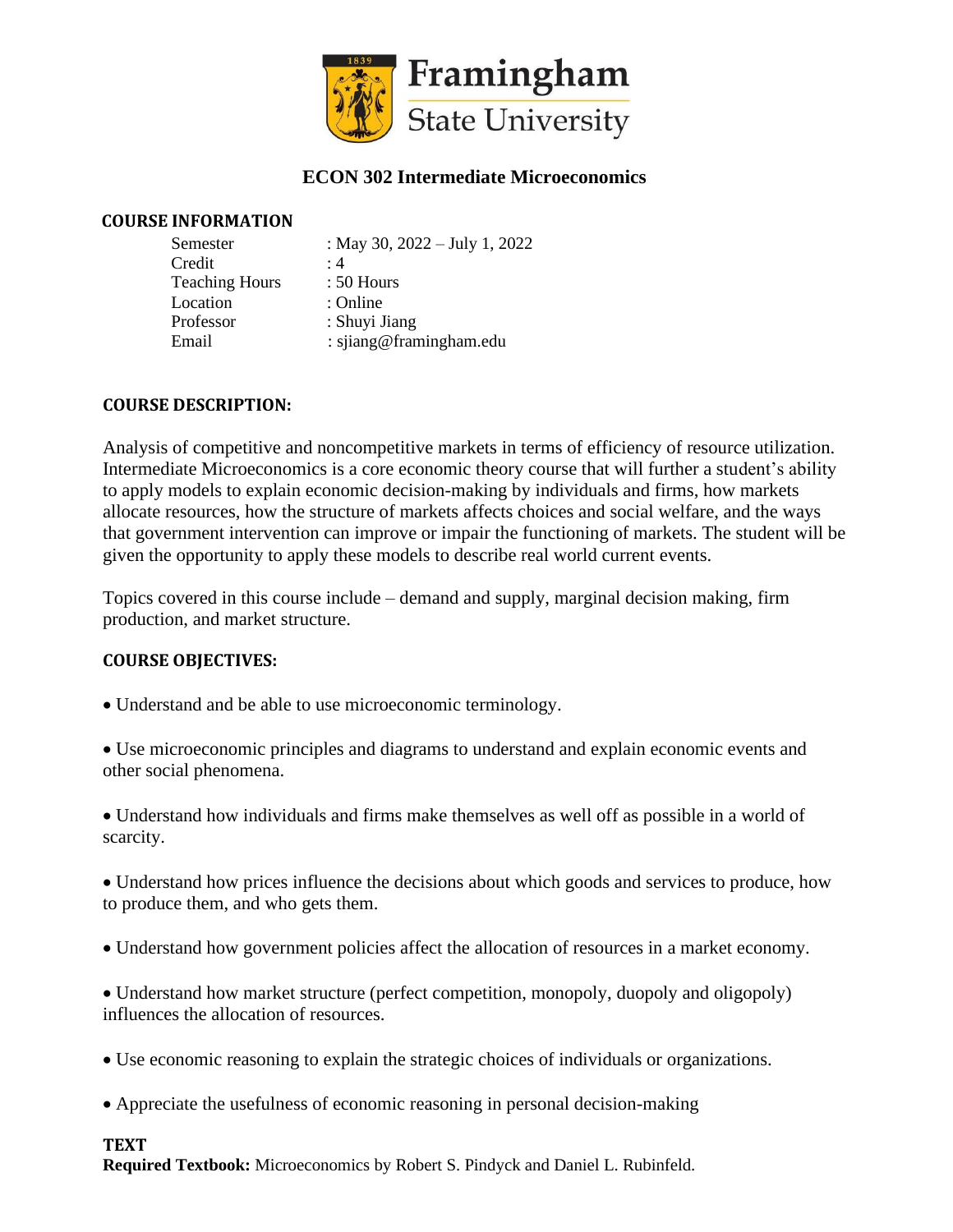# ECON 302 Intermediate Microeconomics

## COURSE INFORMATION

| | |
|---|---|
| Semester | : May 30, 2022 – July 1, 2022 |
| Credit | : 4 |
| Teaching Hours | : 50 Hours |
| Location | : Online |
| Professor | : Shuyi Jiang |
| Email | : sjiang@framingham.edu |

## COURSE DESCRIPTION:

Analysis of competitive and noncompetitive markets in terms of efficiency of resource utilization. Intermediate Microeconomics is a core economic theory course that will further a student's ability to apply models to explain economic decision-making by individuals and firms, how markets allocate resources, how the structure of markets affects choices and social welfare, and the ways that government intervention can improve or impair the functioning of markets. The student will be given the opportunity to apply these models to describe real world current events.

Topics covered in this course include – demand and supply, marginal decision making, firm production, and market structure.

## COURSE OBJECTIVES:

- Understand and be able to use microeconomic terminology.
- Use microeconomic principles and diagrams to understand and explain economic events and other social phenomena.
- Understand how individuals and firms make themselves as well off as possible in a world of scarcity.
- Understand how prices influence the decisions about which goods and services to produce, how to produce them, and who gets them.
- Understand how government policies affect the allocation of resources in a market economy.
- Understand how market structure (perfect competition, monopoly, duopoly and oligopoly) influences the allocation of resources.
- Use economic reasoning to explain the strategic choices of individuals or organizations.
- Appreciate the usefulness of economic reasoning in personal decision-making

## TEXT

**Required Textbook:** Microeconomics by Robert S. Pindyck and Daniel L. Rubinfeld.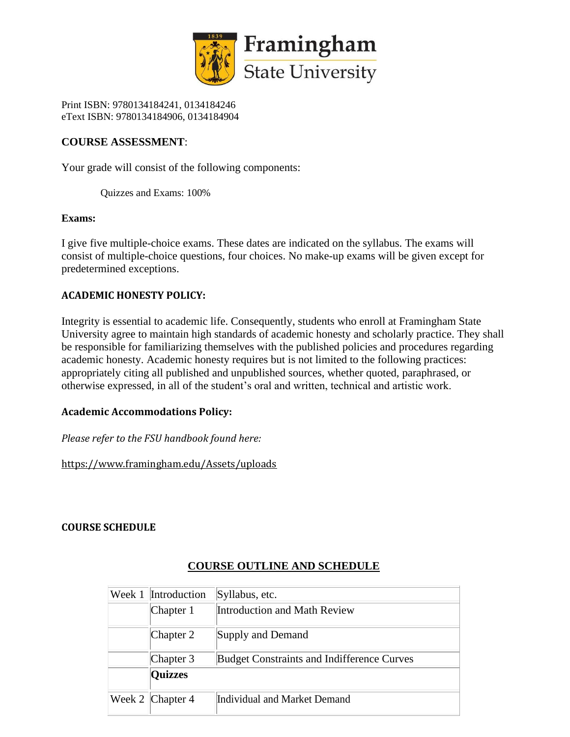Framingham State University

Print ISBN: 9780134184241, 0134184246
eText ISBN: 9780134184906, 0134184904

## COURSE ASSESSMENT:

Your grade will consist of the following components:

Quizzes and Exams: 100%

**Exams:**

I give five multiple-choice exams. These dates are indicated on the syllabus. The exams will consist of multiple-choice questions, four choices. No make-up exams will be given except for predetermined exceptions.

### ACADEMIC HONESTY POLICY:

Integrity is essential to academic life. Consequently, students who enroll at Framingham State University agree to maintain high standards of academic honesty and scholarly practice. They shall be responsible for familiarizing themselves with the published policies and procedures regarding academic honesty. Academic honesty requires but is not limited to the following practices: appropriately citing all published and unpublished sources, whether quoted, paraphrased, or otherwise expressed, in all of the student's oral and written, technical and artistic work.

### Academic Accommodations Policy:

*Please refer to the FSU handbook found here:*

https://www.framingham.edu/Assets/uploads

### COURSE SCHEDULE

## COURSE OUTLINE AND SCHEDULE

| | | |
|---|---|---|
| Week 1 | Introduction | Syllabus, etc. |
| | Chapter 1 | Introduction and Math Review |
| | Chapter 2 | Supply and Demand |
| | Chapter 3 | Budget Constraints and Indifference Curves |
| | **Quizzes** | |
| Week 2 | Chapter 4 | Individual and Market Demand |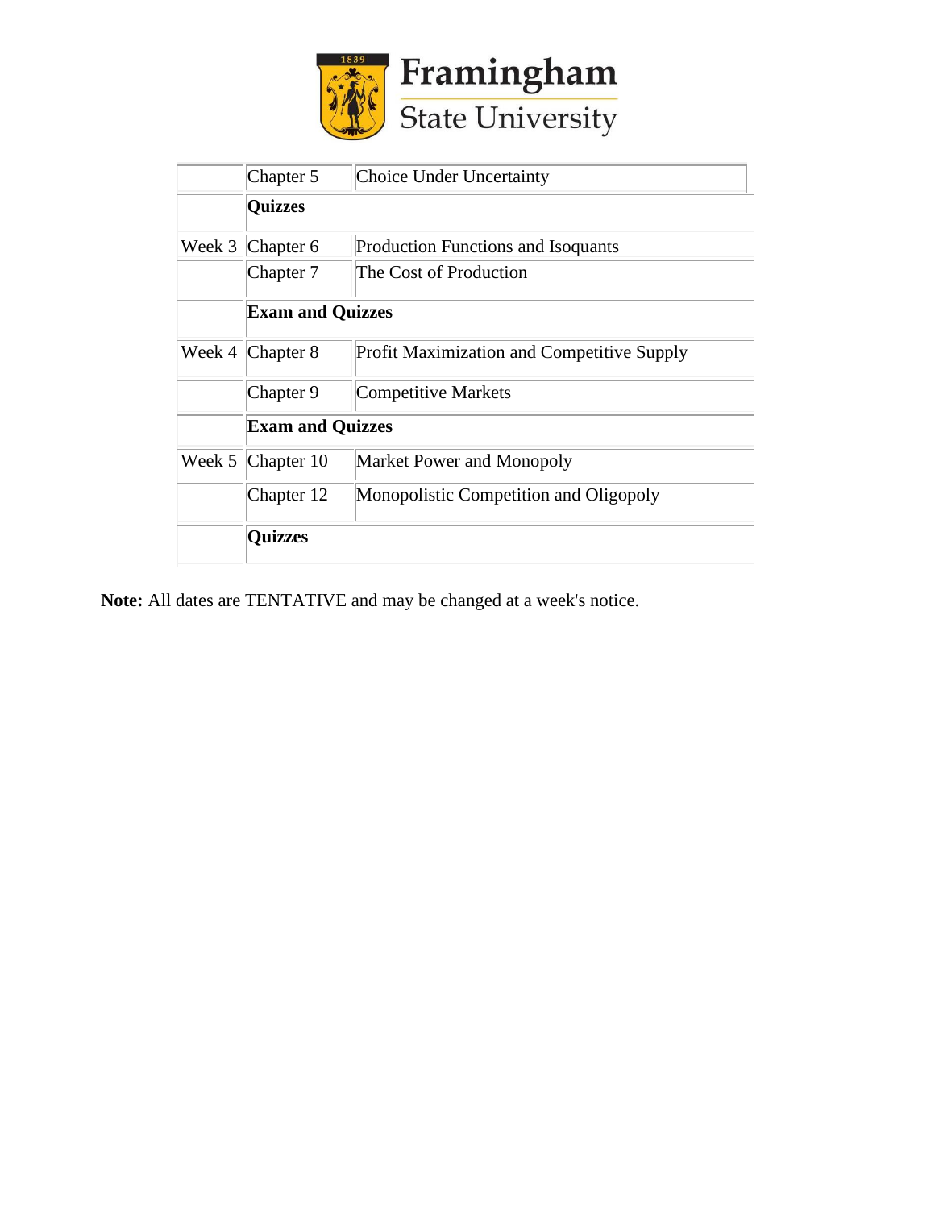| | | |
|---|---|---|
| | Chapter 5 | Choice Under Uncertainty |
| | **Quizzes** | |
| Week 3 | Chapter 6 | Production Functions and Isoquants |
| | Chapter 7 | The Cost of Production |
| | **Exam and Quizzes** | |
| Week 4 | Chapter 8 | Profit Maximization and Competitive Supply |
| | Chapter 9 | Competitive Markets |
| | **Exam and Quizzes** | |
| Week 5 | Chapter 10 | Market Power and Monopoly |
| | Chapter 12 | Monopolistic Competition and Oligopoly |
| | **Quizzes** | |

**Note:** All dates are TENTATIVE and may be changed at a week's notice.